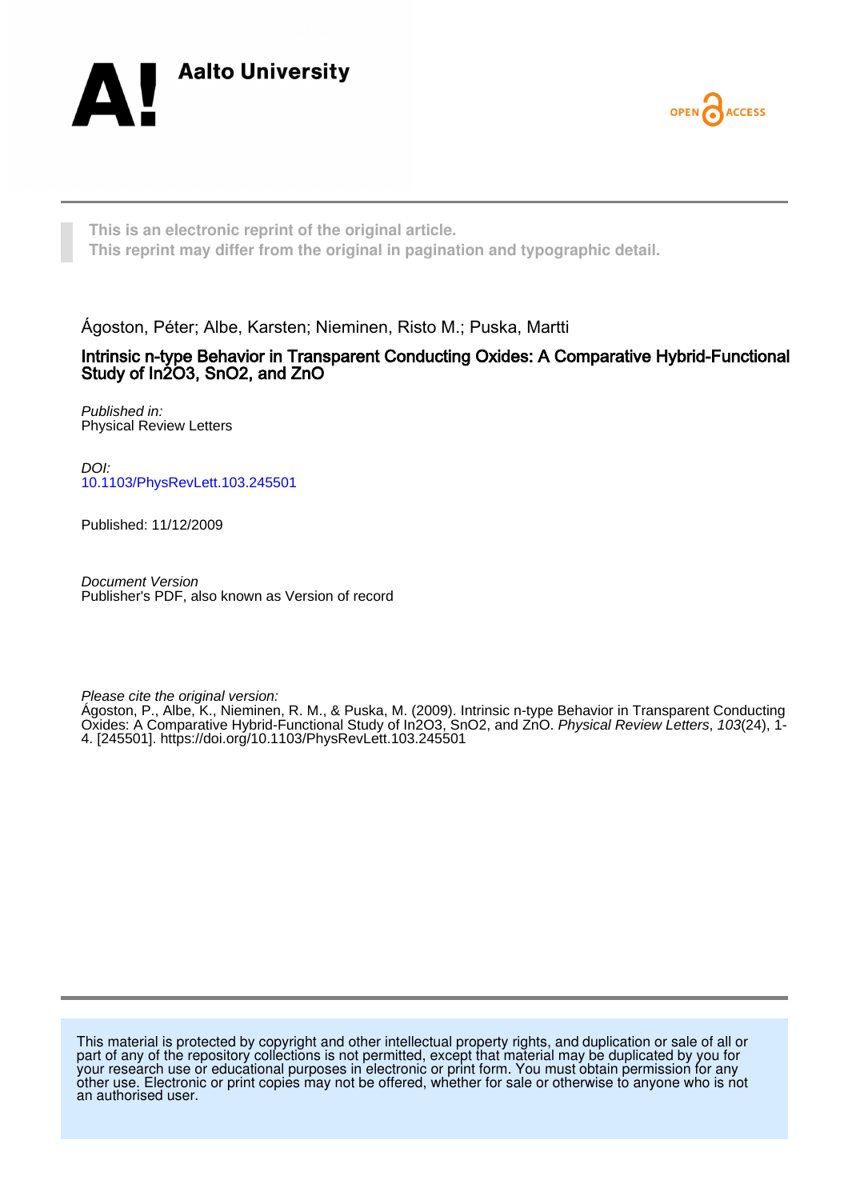Aalto University

OPEN ACCESS

**This is an electronic reprint of the original article.**
**This reprint may differ from the original in pagination and typographic detail.**

Ágoston, Péter; Albe, Karsten; Nieminen, Risto M.; Puska, Martti

# Intrinsic n-type Behavior in Transparent Conducting Oxides: A Comparative Hybrid-Functional Study of In2O3, SnO2, and ZnO

*Published in:*
Physical Review Letters

*DOI:*
[10.1103/PhysRevLett.103.245501](https://doi.org/10.1103/PhysRevLett.103.245501)

Published: 11/12/2009

*Document Version*
Publisher's PDF, also known as Version of record

*Please cite the original version:*
Ágoston, P., Albe, K., Nieminen, R. M., & Puska, M. (2009). Intrinsic n-type Behavior in Transparent Conducting Oxides: A Comparative Hybrid-Functional Study of In2O3, SnO2, and ZnO. *Physical Review Letters*, *103*(24), 1-4. [245501]. https://doi.org/10.1103/PhysRevLett.103.245501

This material is protected by copyright and other intellectual property rights, and duplication or sale of all or part of any of the repository collections is not permitted, except that material may be duplicated by you for your research use or educational purposes in electronic or print form. You must obtain permission for any other use. Electronic or print copies may not be offered, whether for sale or otherwise to anyone who is not an authorised user.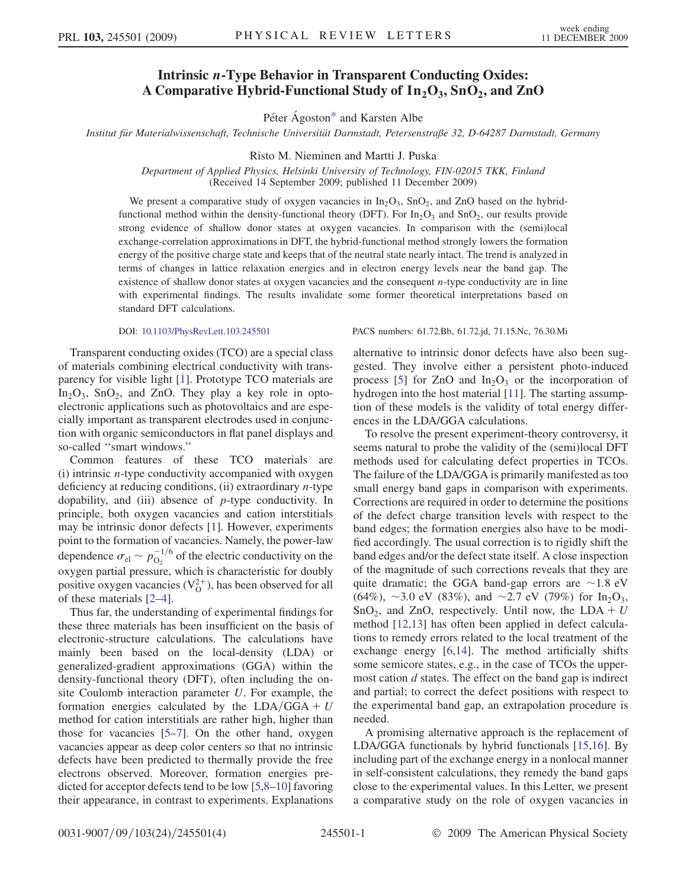# Intrinsic *n*-Type Behavior in Transparent Conducting Oxides: A Comparative Hybrid-Functional Study of $In_2O_3$, $SnO_2$, and ZnO

Péter Ágoston* and Karsten Albe

*Institut für Materialwissenschaft, Technische Universität Darmstadt, Petersenstraße 32, D-64287 Darmstadt, Germany*

Risto M. Nieminen and Martti J. Puska

*Department of Applied Physics, Helsinki University of Technology, FIN-02015 TKK, Finland*
(Received 14 September 2009; published 11 December 2009)

We present a comparative study of oxygen vacancies in $In_2O_3$, $SnO_2$, and ZnO based on the hybrid-functional method within the density-functional theory (DFT). For $In_2O_3$ and $SnO_2$, our results provide strong evidence of shallow donor states at oxygen vacancies. In comparison with the (semi)local exchange-correlation approximations in DFT, the hybrid-functional method strongly lowers the formation energy of the positive charge state and keeps that of the neutral state nearly intact. The trend is analyzed in terms of changes in lattice relaxation energies and in electron energy levels near the band gap. The existence of shallow donor states at oxygen vacancies and the consequent *n*-type conductivity are in line with experimental findings. The results invalidate some former theoretical interpretations based on standard DFT calculations.

DOI: 10.1103/PhysRevLett.103.245501 PACS numbers: 61.72.Bb, 61.72.jd, 71.15.Nc, 76.30.Mi

Transparent conducting oxides (TCO) are a special class of materials combining electrical conductivity with transparency for visible light [1]. Prototype TCO materials are $In_2O_3$, $SnO_2$, and ZnO. They play a key role in optoelectronic applications such as photovoltaics and are especially important as transparent electrodes used in conjunction with organic semiconductors in flat panel displays and so-called "smart windows."

Common features of these TCO materials are (i) intrinsic *n*-type conductivity accompanied with oxygen deficiency at reducing conditions, (ii) extraordinary *n*-type dopability, and (iii) absence of *p*-type conductivity. In principle, both oxygen vacancies and cation interstitials may be intrinsic donor defects [1]. However, experiments point to the formation of vacancies. Namely, the power-law dependence $\sigma_{\mathrm{el}} \sim p_{O_2}^{-1/6}$ of the electric conductivity on the oxygen partial pressure, which is characteristic for doubly positive oxygen vacancies ($V_O^{2+}$), has been observed for all of these materials [2–4].

Thus far, the understanding of experimental findings for these three materials has been insufficient on the basis of electronic-structure calculations. The calculations have mainly been based on the local-density (LDA) or generalized-gradient approximations (GGA) within the density-functional theory (DFT), often including the on-site Coulomb interaction parameter *U*. For example, the formation energies calculated by the LDA/GGA + *U* method for cation interstitials are rather high, higher than those for vacancies [5–7]. On the other hand, oxygen vacancies appear as deep color centers so that no intrinsic defects have been predicted to thermally provide the free electrons observed. Moreover, formation energies predicted for acceptor defects tend to be low [5,8–10] favoring their appearance, in contrast to experiments. Explanations alternative to intrinsic donor defects have also been suggested. They involve either a persistent photo-induced process [5] for ZnO and $In_2O_3$ or the incorporation of hydrogen into the host material [11]. The starting assumption of these models is the validity of total energy differences in the LDA/GGA calculations.

To resolve the present experiment-theory controversy, it seems natural to probe the validity of the (semi)local DFT methods used for calculating defect properties in TCOs. The failure of the LDA/GGA is primarily manifested as too small energy band gaps in comparison with experiments. Corrections are required in order to determine the positions of the defect charge transition levels with respect to the band edges; the formation energies also have to be modified accordingly. The usual correction is to rigidly shift the band edges and/or the defect state itself. A close inspection of the magnitude of such corrections reveals that they are quite dramatic; the GGA band-gap errors are ~1.8 eV (64%), ~3.0 eV (83%), and ~2.7 eV (79%) for $In_2O_3$, $SnO_2$, and ZnO, respectively. Until now, the LDA + *U* method [12,13] has often been applied in defect calculations to remedy errors related to the local treatment of the exchange energy [6,14]. The method artificially shifts some semicore states, e.g., in the case of TCOs the uppermost cation *d* states. The effect on the band gap is indirect and partial; to correct the defect positions with respect to the experimental band gap, an extrapolation procedure is needed.

A promising alternative approach is the replacement of LDA/GGA functionals by hybrid functionals [15,16]. By including part of the exchange energy in a nonlocal manner in self-consistent calculations, they remedy the band gaps close to the experimental values. In this Letter, we present a comparative study on the role of oxygen vacancies in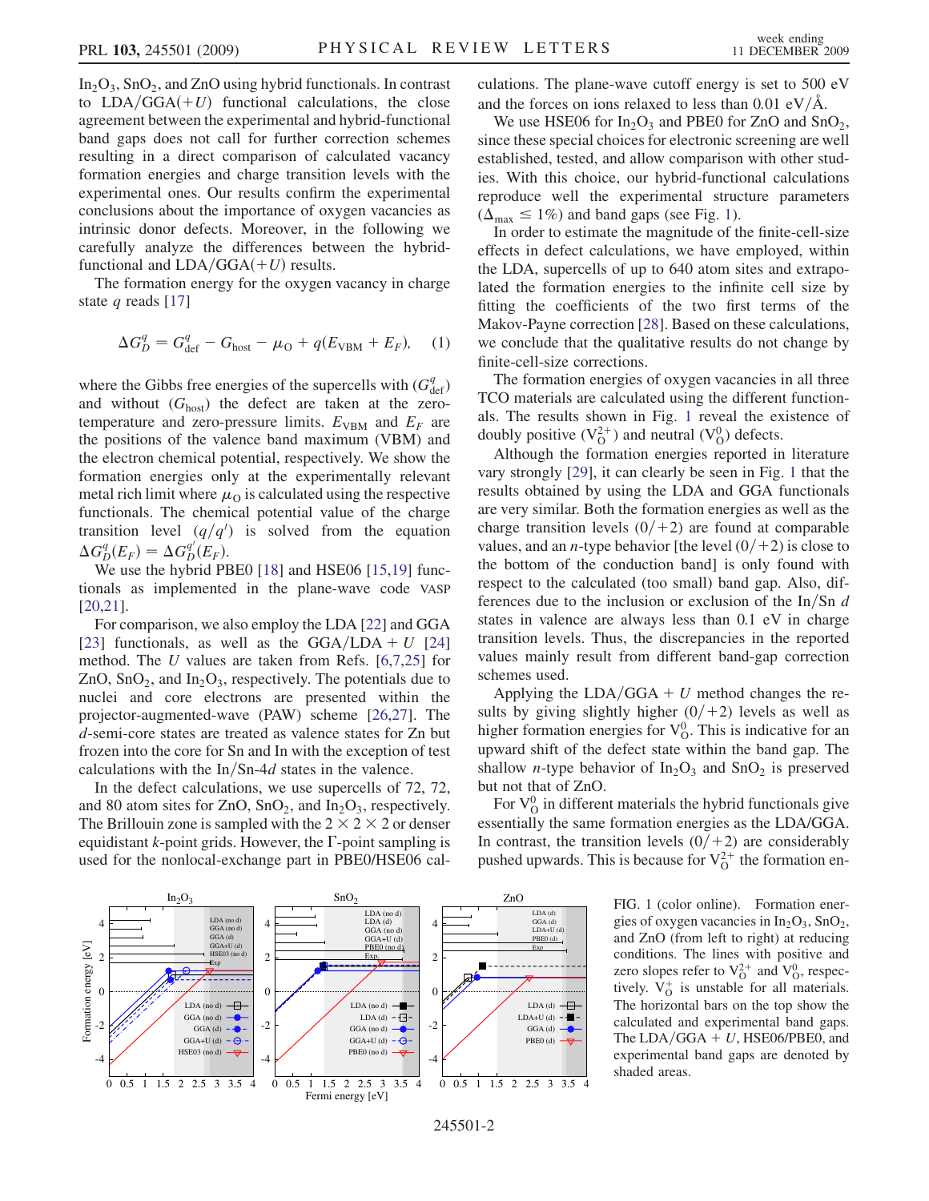$In_2O_3$, $SnO_2$, and ZnO using hybrid functionals. In contrast to LDA/GGA(+U) functional calculations, the close agreement between the experimental and hybrid-functional band gaps does not call for further correction schemes resulting in a direct comparison of calculated vacancy formation energies and charge transition levels with the experimental ones. Our results confirm the experimental conclusions about the importance of oxygen vacancies as intrinsic donor defects. Moreover, in the following we carefully analyze the differences between the hybrid-functional and LDA/GGA(+U) results.

The formation energy for the oxygen vacancy in charge state $q$ reads [17]

$$\Delta G_D^q = G_{\mathrm{def}}^q - G_{\mathrm{host}} - \mu_{\mathrm{O}} + q(E_{\mathrm{VBM}} + E_F), \quad (1)$$

where the Gibbs free energies of the supercells with ($G_{\mathrm{def}}^q$) and without ($G_{\mathrm{host}}$) the defect are taken at the zero-temperature and zero-pressure limits. $E_{\mathrm{VBM}}$ and $E_F$ are the positions of the valence band maximum (VBM) and the electron chemical potential, respectively. We show the formation energies only at the experimentally relevant metal rich limit where $\mu_{\mathrm{O}}$ is calculated using the respective functionals. The chemical potential value of the charge transition level $(q/q')$ is solved from the equation $\Delta G_D^q(E_F) = \Delta G_D^{q'}(E_F)$.

We use the hybrid PBE0 [18] and HSE06 [15,19] functionals as implemented in the plane-wave code VASP [20,21].

For comparison, we also employ the LDA [22] and GGA [23] functionals, as well as the GGA/LDA + U [24] method. The U values are taken from Refs. [6,7,25] for ZnO, $SnO_2$, and $In_2O_3$, respectively. The potentials due to nuclei and core electrons are presented within the projector-augmented-wave (PAW) scheme [26,27]. The $d$-semi-core states are treated as valence states for Zn but frozen into the core for Sn and In with the exception of test calculations with the In/Sn-4$d$ states in the valence.

In the defect calculations, we use supercells of 72, 72, and 80 atom sites for ZnO, $SnO_2$, and $In_2O_3$, respectively. The Brillouin zone is sampled with the $2 \times 2 \times 2$ or denser equidistant $k$-point grids. However, the $\Gamma$-point sampling is used for the nonlocal-exchange part in PBE0/HSE06 calculations. The plane-wave cutoff energy is set to 500 eV and the forces on ions relaxed to less than 0.01 eV/Å.

We use HSE06 for $In_2O_3$ and PBE0 for ZnO and $SnO_2$, since these special choices for electronic screening are well established, tested, and allow comparison with other studies. With this choice, our hybrid-functional calculations reproduce well the experimental structure parameters ($\Delta_{\max} \leq 1\%$) and band gaps (see Fig. 1).

In order to estimate the magnitude of the finite-cell-size effects in defect calculations, we have employed, within the LDA, supercells of up to 640 atom sites and extrapolated the formation energies to the infinite cell size by fitting the coefficients of the two first terms of the Makov-Payne correction [28]. Based on these calculations, we conclude that the qualitative results do not change by finite-cell-size corrections.

The formation energies of oxygen vacancies in all three TCO materials are calculated using the different functionals. The results shown in Fig. 1 reveal the existence of doubly positive ($V_O^{2+}$) and neutral ($V_O^0$) defects.

Although the formation energies reported in literature vary strongly [29], it can clearly be seen in Fig. 1 that the results obtained by using the LDA and GGA functionals are very similar. Both the formation energies as well as the charge transition levels $(0/+2)$ are found at comparable values, and an $n$-type behavior [the level $(0/+2)$ is close to the bottom of the conduction band] is only found with respect to the calculated (too small) band gap. Also, differences due to the inclusion or exclusion of the In/Sn $d$ states in valence are always less than 0.1 eV in charge transition levels. Thus, the discrepancies in the reported values mainly result from different band-gap correction schemes used.

Applying the LDA/GGA + U method changes the results by giving slightly higher $(0/+2)$ levels as well as higher formation energies for $V_O^0$. This is indicative for an upward shift of the defect state within the band gap. The shallow $n$-type behavior of $In_2O_3$ and $SnO_2$ is preserved but not that of ZnO.

For $V_O^0$ in different materials the hybrid functionals give essentially the same formation energies as the LDA/GGA. In contrast, the transition levels $(0/+2)$ are considerably pushed upwards. This is because for $V_O^{2+}$ the formation en-

FIG. 1 (color online). Formation energies of oxygen vacancies in $In_2O_3$, $SnO_2$, and ZnO (from left to right) at reducing conditions. The lines with positive and zero slopes refer to $V_O^{2+}$ and $V_O^0$, respectively. $V_O^+$ is unstable for all materials. The horizontal bars on the top show the calculated and experimental band gaps. The LDA/GGA + U, HSE06/PBE0, and experimental band gaps are denoted by shaded areas.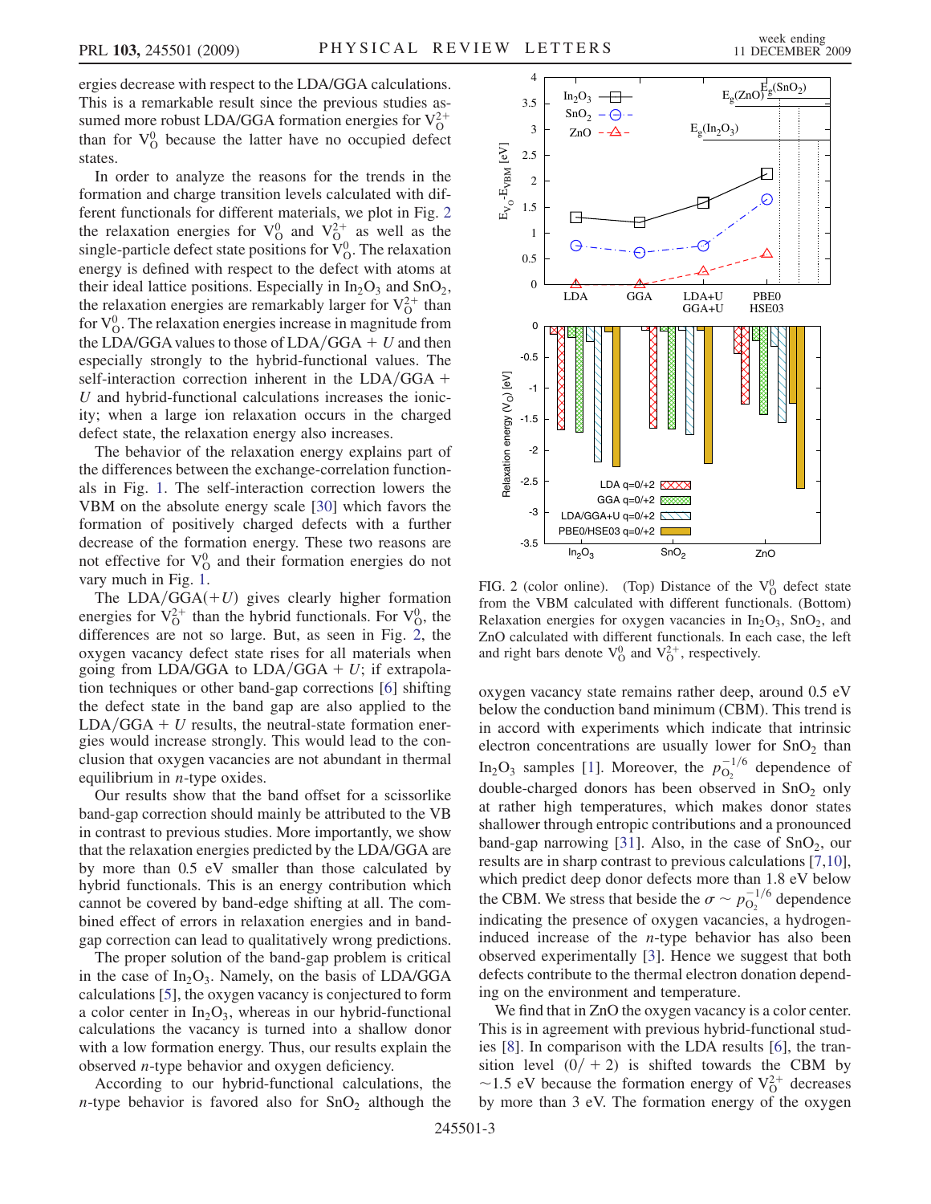ergies decrease with respect to the LDA/GGA calculations. This is a remarkable result since the previous studies assumed more robust LDA/GGA formation energies for $V_O^{2+}$ than for $V_O^0$ because the latter have no occupied defect states.

In order to analyze the reasons for the trends in the formation and charge transition levels calculated with different functionals for different materials, we plot in Fig. 2 the relaxation energies for $V_O^0$ and $V_O^{2+}$ as well as the single-particle defect state positions for $V_O^0$. The relaxation energy is defined with respect to the defect with atoms at their ideal lattice positions. Especially in $In_2O_3$ and $SnO_2$, the relaxation energies are remarkably larger for $V_O^{2+}$ than for $V_O^0$. The relaxation energies increase in magnitude from the LDA/GGA values to those of LDA/GGA + $U$ and then especially strongly to the hybrid-functional values. The self-interaction correction inherent in the LDA/GGA + $U$ and hybrid-functional calculations increases the ionicity; when a large ion relaxation occurs in the charged defect state, the relaxation energy also increases.

The behavior of the relaxation energy explains part of the differences between the exchange-correlation functionals in Fig. 1. The self-interaction correction lowers the VBM on the absolute energy scale [30] which favors the formation of positively charged defects with a further decrease of the formation energy. These two reasons are not effective for $V_O^0$ and their formation energies do not vary much in Fig. 1.

The LDA/GGA(+$U$) gives clearly higher formation energies for $V_O^{2+}$ than the hybrid functionals. For $V_O^0$, the differences are not so large. But, as seen in Fig. 2, the oxygen vacancy defect state rises for all materials when going from LDA/GGA to LDA/GGA + $U$; if extrapolation techniques or other band-gap corrections [6] shifting the defect state in the band gap are also applied to the LDA/GGA + $U$ results, the neutral-state formation energies would increase strongly. This would lead to the conclusion that oxygen vacancies are not abundant in thermal equilibrium in $n$-type oxides.

Our results show that the band offset for a scissorlike band-gap correction should mainly be attributed to the VB in contrast to previous studies. More importantly, we show that the relaxation energies predicted by the LDA/GGA are by more than 0.5 eV smaller than those calculated by hybrid functionals. This is an energy contribution which cannot be covered by band-edge shifting at all. The combined effect of errors in relaxation energies and in band-gap correction can lead to qualitatively wrong predictions.

The proper solution of the band-gap problem is critical in the case of $In_2O_3$. Namely, on the basis of LDA/GGA calculations [5], the oxygen vacancy is conjectured to form a color center in $In_2O_3$, whereas in our hybrid-functional calculations the vacancy is turned into a shallow donor with a low formation energy. Thus, our results explain the observed $n$-type behavior and oxygen deficiency.

According to our hybrid-functional calculations, the $n$-type behavior is favored also for $SnO_2$ although the oxygen vacancy state remains rather deep, around 0.5 eV below the conduction band minimum (CBM). This trend is in accord with experiments which indicate that intrinsic electron concentrations are usually lower for $SnO_2$ than $In_2O_3$ samples [1]. Moreover, the $p_{O_2}^{-1/6}$ dependence of double-charged donors has been observed in $SnO_2$ only at rather high temperatures, which makes donor states shallower through entropic contributions and a pronounced band-gap narrowing [31]. Also, in the case of $SnO_2$, our results are in sharp contrast to previous calculations [7,10], which predict deep donor defects more than 1.8 eV below the CBM. We stress that beside the $\sigma \sim p_{O_2}^{-1/6}$ dependence indicating the presence of oxygen vacancies, a hydrogen-induced increase of the $n$-type behavior has also been observed experimentally [3]. Hence we suggest that both defects contribute to the thermal electron donation depending on the environment and temperature.

We find that in ZnO the oxygen vacancy is a color center. This is in agreement with previous hybrid-functional studies [8]. In comparison with the LDA results [6], the transition level $(0/+2)$ is shifted towards the CBM by $\sim$1.5 eV because the formation energy of $V_O^{2+}$ decreases by more than 3 eV. The formation energy of the oxygen

FIG. 2 (color online). (Top) Distance of the $V_O^0$ defect state from the VBM calculated with different functionals. (Bottom) Relaxation energies for oxygen vacancies in $In_2O_3$, $SnO_2$, and ZnO calculated with different functionals. In each case, the left and right bars denote $V_O^0$ and $V_O^{2+}$, respectively.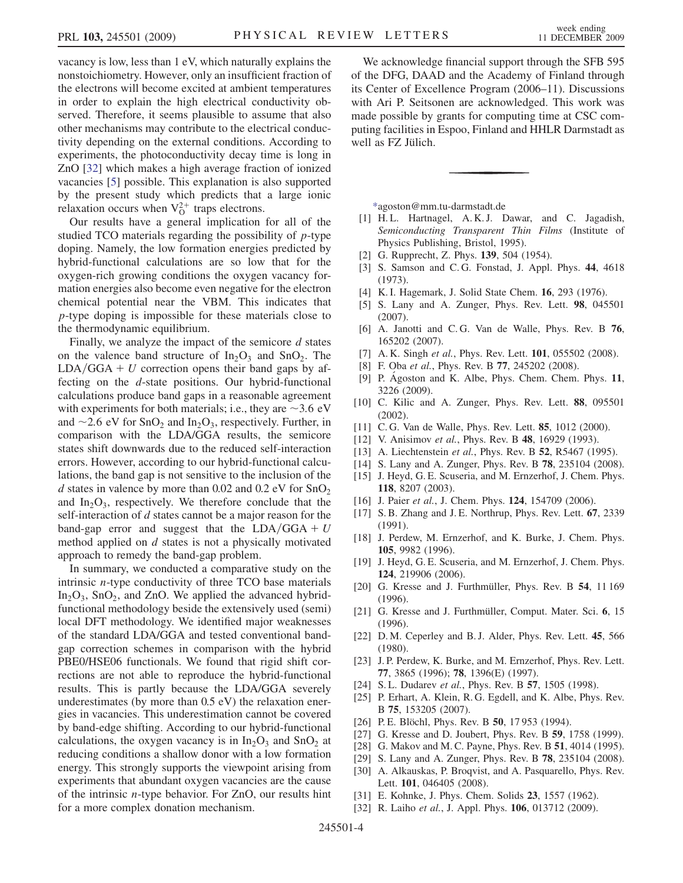vacancy is low, less than 1 eV, which naturally explains the nonstoichiometry. However, only an insufficient fraction of the electrons will become excited at ambient temperatures in order to explain the high electrical conductivity observed. Therefore, it seems plausible to assume that also other mechanisms may contribute to the electrical conductivity depending on the external conditions. According to experiments, the photoconductivity decay time is long in ZnO [32] which makes a high average fraction of ionized vacancies [5] possible. This explanation is also supported by the present study which predicts that a large ionic relaxation occurs when $V_O^{2+}$ traps electrons.

Our results have a general implication for all of the studied TCO materials regarding the possibility of *p*-type doping. Namely, the low formation energies predicted by hybrid-functional calculations are so low that for the oxygen-rich growing conditions the oxygen vacancy formation energies also become even negative for the electron chemical potential near the VBM. This indicates that *p*-type doping is impossible for these materials close to the thermodynamic equilibrium.

Finally, we analyze the impact of the semicore *d* states on the valence band structure of $In_2O_3$ and $SnO_2$. The LDA/GGA + *U* correction opens their band gaps by affecting on the *d*-state positions. Our hybrid-functional calculations produce band gaps in a reasonable agreement with experiments for both materials; i.e., they are ~3.6 eV and ~2.6 eV for $SnO_2$ and $In_2O_3$, respectively. Further, in comparison with the LDA/GGA results, the semicore states shift downwards due to the reduced self-interaction errors. However, according to our hybrid-functional calculations, the band gap is not sensitive to the inclusion of the *d* states in valence by more than 0.02 and 0.2 eV for $SnO_2$ and $In_2O_3$, respectively. We therefore conclude that the self-interaction of *d* states cannot be a major reason for the band-gap error and suggest that the LDA/GGA + *U* method applied on *d* states is not a physically motivated approach to remedy the band-gap problem.

In summary, we conducted a comparative study on the intrinsic *n*-type conductivity of three TCO base materials $In_2O_3$, $SnO_2$, and ZnO. We applied the advanced hybrid-functional methodology beside the extensively used (semi) local DFT methodology. We identified major weaknesses of the standard LDA/GGA and tested conventional band-gap correction schemes in comparison with the hybrid PBE0/HSE06 functionals. We found that rigid shift corrections are not able to reproduce the hybrid-functional results. This is partly because the LDA/GGA severely underestimates (by more than 0.5 eV) the relaxation energies in vacancies. This underestimation cannot be covered by band-edge shifting. According to our hybrid-functional calculations, the oxygen vacancy is in $In_2O_3$ and $SnO_2$ at reducing conditions a shallow donor with a low formation energy. This strongly supports the viewpoint arising from experiments that abundant oxygen vacancies are the cause of the intrinsic *n*-type behavior. For ZnO, our results hint for a more complex donation mechanism.

We acknowledge financial support through the SFB 595 of the DFG, DAAD and the Academy of Finland through its Center of Excellence Program (2006–11). Discussions with Ari P. Seitsonen are acknowledged. This work was made possible by grants for computing time at CSC computing facilities in Espoo, Finland and HHLR Darmstadt as well as FZ Jülich.

*agoston@mm.tu-darmstadt.de

[1] H. L. Hartnagel, A. K. J. Dawar, and C. Jagadish, *Semiconducting Transparent Thin Films* (Institute of Physics Publishing, Bristol, 1995).
[2] G. Rupprecht, Z. Phys. **139**, 504 (1954).
[3] S. Samson and C. G. Fonstad, J. Appl. Phys. **44**, 4618 (1973).
[4] K. I. Hagemark, J. Solid State Chem. **16**, 293 (1976).
[5] S. Lany and A. Zunger, Phys. Rev. Lett. **98**, 045501 (2007).
[6] A. Janotti and C. G. Van de Walle, Phys. Rev. B **76**, 165202 (2007).
[7] A. K. Singh *et al.*, Phys. Rev. Lett. **101**, 055502 (2008).
[8] F. Oba *et al.*, Phys. Rev. B **77**, 245202 (2008).
[9] P. Ágoston and K. Albe, Phys. Chem. Chem. Phys. **11**, 3226 (2009).
[10] C. Kilic and A. Zunger, Phys. Rev. Lett. **88**, 095501 (2002).
[11] C. G. Van de Walle, Phys. Rev. Lett. **85**, 1012 (2000).
[12] V. Anisimov *et al.*, Phys. Rev. B **48**, 16929 (1993).
[13] A. Liechtenstein *et al.*, Phys. Rev. B **52**, R5467 (1995).
[14] S. Lany and A. Zunger, Phys. Rev. B **78**, 235104 (2008).
[15] J. Heyd, G. E. Scuseria, and M. Ernzerhof, J. Chem. Phys. **118**, 8207 (2003).
[16] J. Paier *et al.*, J. Chem. Phys. **124**, 154709 (2006).
[17] S. B. Zhang and J. E. Northrup, Phys. Rev. Lett. **67**, 2339 (1991).
[18] J. Perdew, M. Ernzerhof, and K. Burke, J. Chem. Phys. **105**, 9982 (1996).
[19] J. Heyd, G. E. Scuseria, and M. Ernzerhof, J. Chem. Phys. **124**, 219906 (2006).
[20] G. Kresse and J. Furthmüller, Phys. Rev. B **54**, 11 169 (1996).
[21] G. Kresse and J. Furthmüller, Comput. Mater. Sci. **6**, 15 (1996).
[22] D. M. Ceperley and B. J. Alder, Phys. Rev. Lett. **45**, 566 (1980).
[23] J. P. Perdew, K. Burke, and M. Ernzerhof, Phys. Rev. Lett. **77**, 3865 (1996); **78**, 1396(E) (1997).
[24] S. L. Dudarev *et al.*, Phys. Rev. B **57**, 1505 (1998).
[25] P. Erhart, A. Klein, R. G. Egdell, and K. Albe, Phys. Rev. B **75**, 153205 (2007).
[26] P. E. Blöchl, Phys. Rev. B **50**, 17 953 (1994).
[27] G. Kresse and D. Joubert, Phys. Rev. B **59**, 1758 (1999).
[28] G. Makov and M. C. Payne, Phys. Rev. B **51**, 4014 (1995).
[29] S. Lany and A. Zunger, Phys. Rev. B **78**, 235104 (2008).
[30] A. Alkauskas, P. Broqvist, and A. Pasquarello, Phys. Rev. Lett. **101**, 046405 (2008).
[31] E. Kohnke, J. Phys. Chem. Solids **23**, 1557 (1962).
[32] R. Laiho *et al.*, J. Appl. Phys. **106**, 013712 (2009).